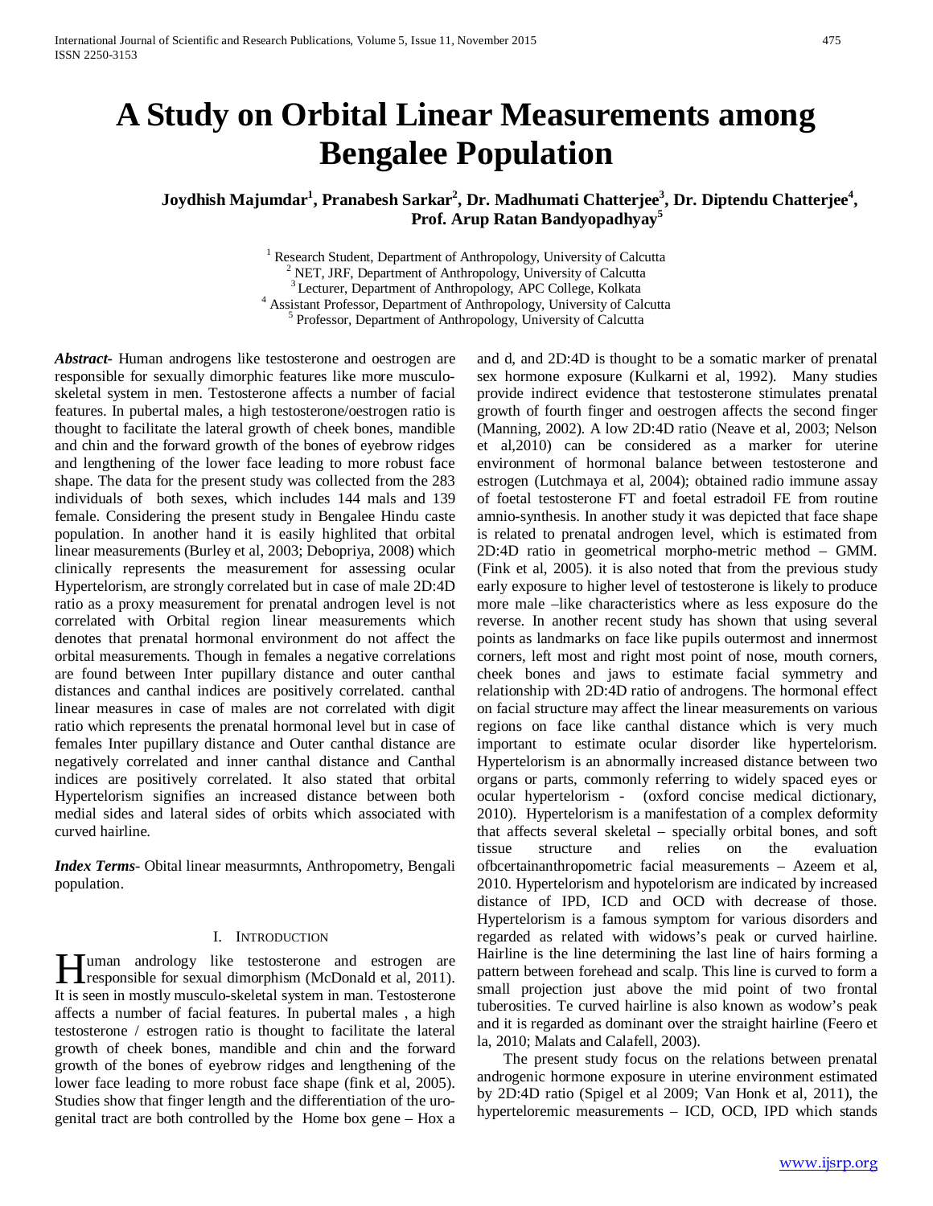# A Study on Orbital Linear Measurements among Bengalee Population

**Joydhish Majumdar[1], Pranabesh Sarkar[2], Dr. Madhumati Chatterjee[3], Dr. Diptendu Chatterjee[4], Prof. Arup Ratan Bandyopadhyay[5]**

[1] Research Student, Department of Anthropology, University of Calcutta
[2] NET, JRF, Department of Anthropology, University of Calcutta
[3] Lecturer, Department of Anthropology, APC College, Kolkata
[4] Assistant Professor, Department of Anthropology, University of Calcutta
[5] Professor, Department of Anthropology, University of Calcutta

***Abstract-*** Human androgens like testosterone and oestrogen are responsible for sexually dimorphic features like more musculo-skeletal system in men. Testosterone affects a number of facial features. In pubertal males, a high testosterone/oestrogen ratio is thought to facilitate the lateral growth of cheek bones, mandible and chin and the forward growth of the bones of eyebrow ridges and lengthening of the lower face leading to more robust face shape. The data for the present study was collected from the 283 individuals of both sexes, which includes 144 mals and 139 female. Considering the present study in Bengalee Hindu caste population. In another hand it is easily highlited that orbital linear measurements (Burley et al, 2003; Debopriya, 2008) which clinically represents the measurement for assessing ocular Hypertelorism, are strongly correlated but in case of male 2D:4D ratio as a proxy measurement for prenatal androgen level is not correlated with Orbital region linear measurements which denotes that prenatal hormonal environment do not affect the orbital measurements. Though in females a negative correlations are found between Inter pupillary distance and outer canthal distances and canthal indices are positively correlated. canthal linear measures in case of males are not correlated with digit ratio which represents the prenatal hormonal level but in case of females Inter pupillary distance and Outer canthal distance are negatively correlated and inner canthal distance and Canthal indices are positively correlated. It also stated that orbital Hypertelorism signifies an increased distance between both medial sides and lateral sides of orbits which associated with curved hairline.

***Index Terms-*** Obital linear measurmnts, Anthropometry, Bengali population.

## I. Introduction

Human andrology like testosterone and estrogen are responsible for sexual dimorphism (McDonald et al, 2011). It is seen in mostly musculo-skeletal system in man. Testosterone affects a number of facial features. In pubertal males , a high testosterone / estrogen ratio is thought to facilitate the lateral growth of cheek bones, mandible and chin and the forward growth of the bones of eyebrow ridges and lengthening of the lower face leading to more robust face shape (fink et al, 2005). Studies show that finger length and the differentiation of the uro-genital tract are both controlled by the Home box gene – Hox a and d, and 2D:4D is thought to be a somatic marker of prenatal sex hormone exposure (Kulkarni et al, 1992). Many studies provide indirect evidence that testosterone stimulates prenatal growth of fourth finger and oestrogen affects the second finger (Manning, 2002). A low 2D:4D ratio (Neave et al, 2003; Nelson et al,2010) can be considered as a marker for uterine environment of hormonal balance between testosterone and estrogen (Lutchmaya et al, 2004); obtained radio immune assay of foetal testosterone FT and foetal estradoil FE from routine amnio-synthesis. In another study it was depicted that face shape is related to prenatal androgen level, which is estimated from 2D:4D ratio in geometrical morpho-metric method – GMM. (Fink et al, 2005). it is also noted that from the previous study early exposure to higher level of testosterone is likely to produce more male –like characteristics where as less exposure do the reverse. In another recent study has shown that using several points as landmarks on face like pupils outermost and innermost corners, left most and right most point of nose, mouth corners, cheek bones and jaws to estimate facial symmetry and relationship with 2D:4D ratio of androgens. The hormonal effect on facial structure may affect the linear measurements on various regions on face like canthal distance which is very much important to estimate ocular disorder like hypertelorism. Hypertelorism is an abnormally increased distance between two organs or parts, commonly referring to widely spaced eyes or ocular hypertelorism - (oxford concise medical dictionary, 2010). Hypertelorism is a manifestation of a complex deformity that affects several skeletal – specially orbital bones, and soft tissue structure and relies on the evaluation ofbcertainanthropometric facial measurements – Azeem et al, 2010. Hypertelorism and hypotelorism are indicated by increased distance of IPD, ICD and OCD with decrease of those. Hypertelorism is a famous symptom for various disorders and regarded as related with widows's peak or curved hairline. Hairline is the line determining the last line of hairs forming a pattern between forehead and scalp. This line is curved to form a small projection just above the mid point of two frontal tuberosities. Te curved hairline is also known as wodow's peak and it is regarded as dominant over the straight hairline (Feero et la, 2010; Malats and Calafell, 2003).

The present study focus on the relations between prenatal androgenic hormone exposure in uterine environment estimated by 2D:4D ratio (Spigel et al 2009; Van Honk et al, 2011), the hyperteloremic measurements – ICD, OCD, IPD which stands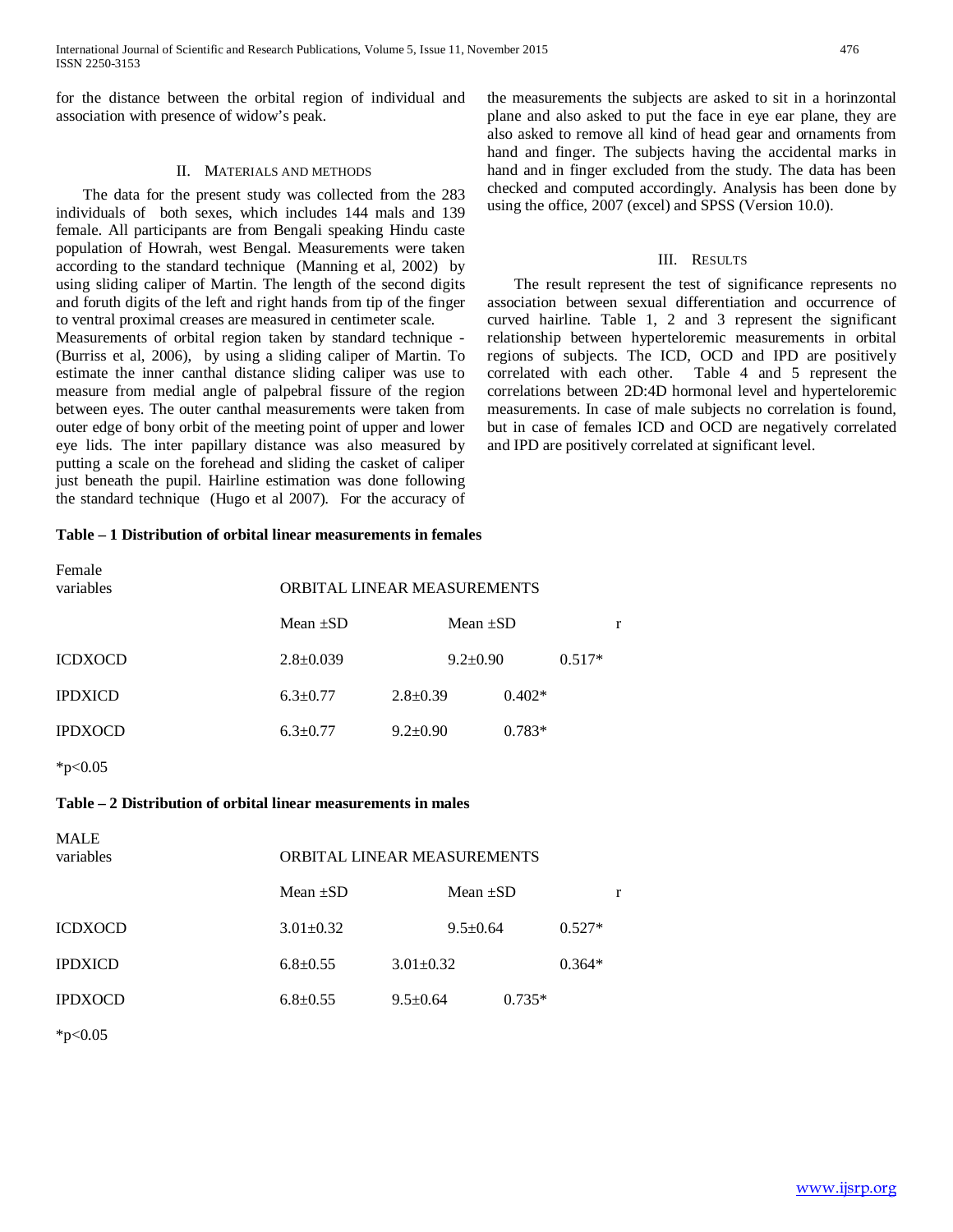for the distance between the orbital region of individual and association with presence of widow's peak.

## II. Materials and Methods

The data for the present study was collected from the 283 individuals of both sexes, which includes 144 mals and 139 female. All participants are from Bengali speaking Hindu caste population of Howrah, west Bengal. Measurements were taken according to the standard technique (Manning et al, 2002) by using sliding caliper of Martin. The length of the second digits and foruth digits of the left and right hands from tip of the finger to ventral proximal creases are measured in centimeter scale.
Measurements of orbital region taken by standard technique - (Burriss et al, 2006), by using a sliding caliper of Martin. To estimate the inner canthal distance sliding caliper was use to measure from medial angle of palpebral fissure of the region between eyes. The outer canthal measurements were taken from outer edge of bony orbit of the meeting point of upper and lower eye lids. The inter papillary distance was also measured by putting a scale on the forehead and sliding the casket of caliper just beneath the pupil. Hairline estimation was done following the standard technique (Hugo et al 2007). For the accuracy of the measurements the subjects are asked to sit in a horinzontal plane and also asked to put the face in eye ear plane, they are also asked to remove all kind of head gear and ornaments from hand and finger. The subjects having the accidental marks in hand and in finger excluded from the study. The data has been checked and computed accordingly. Analysis has been done by using the office, 2007 (excel) and SPSS (Version 10.0).

## III. Results

The result represent the test of significance represents no association between sexual differentiation and occurrence of curved hairline. Table 1, 2 and 3 represent the significant relationship between hyperteloremic measurements in orbital regions of subjects. The ICD, OCD and IPD are positively correlated with each other. Table 4 and 5 represent the correlations between 2D:4D hormonal level and hyperteloremic measurements. In case of male subjects no correlation is found, but in case of females ICD and OCD are negatively correlated and IPD are positively correlated at significant level.

**Table – 1 Distribution of orbital linear measurements in females**

| Female variables | ORBITAL LINEAR MEASUREMENTS | | |
|---|---|---|---|
| | Mean ±SD | Mean ±SD | r |
| ICDXOCD | 2.8±0.039 | 9.2±0.90 | 0.517* |
| IPDXICD | 6.3±0.77 | 2.8±0.39 | 0.402* |
| IPDXOCD | 6.3±0.77 | 9.2±0.90 | 0.783* |

*$p<0.05$

**Table – 2 Distribution of orbital linear measurements in males**

| MALE variables | ORBITAL LINEAR MEASUREMENTS | | |
|---|---|---|---|
| | Mean ±SD | Mean ±SD | r |
| ICDXOCD | 3.01±0.32 | 9.5±0.64 | 0.527* |
| IPDXICD | 6.8±0.55 | 3.01±0.32 | 0.364* |
| IPDXOCD | 6.8±0.55 | 9.5±0.64 | 0.735* |

*$p<0.05$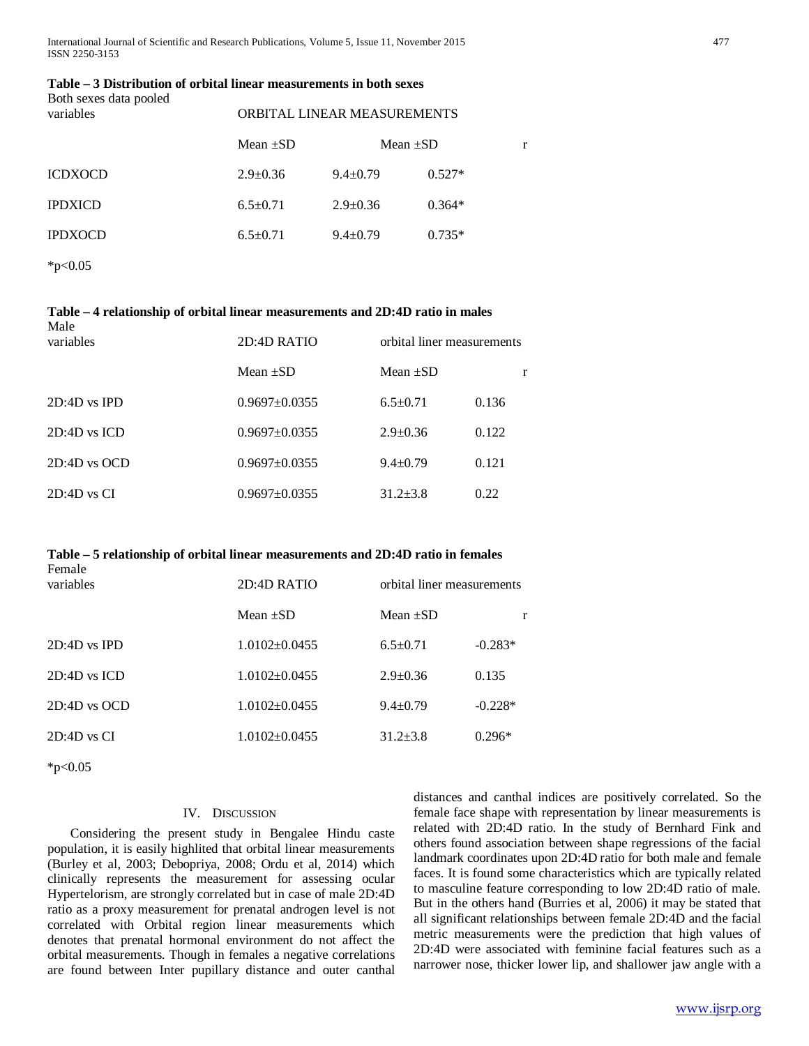**Table – 3 Distribution of orbital linear measurements in both sexes**

Both sexes data pooled

| variables | ORBITAL LINEAR MEASUREMENTS | | |
|---|---|---|---|
| | Mean ±SD | Mean ±SD | r |
| ICDXOCD | 2.9±0.36 | 9.4±0.79 | 0.527* |
| IPDXICD | 6.5±0.71 | 2.9±0.36 | 0.364* |
| IPDXOCD | 6.5±0.71 | 9.4±0.79 | 0.735* |

*p<0.05

**Table – 4 relationship of orbital linear measurements and 2D:4D ratio in males**

Male

| variables | 2D:4D RATIO | orbital liner measurements | |
|---|---|---|---|
| | Mean ±SD | Mean ±SD | r |
| 2D:4D vs IPD | 0.9697±0.0355 | 6.5±0.71 | 0.136 |
| 2D:4D vs ICD | 0.9697±0.0355 | 2.9±0.36 | 0.122 |
| 2D:4D vs OCD | 0.9697±0.0355 | 9.4±0.79 | 0.121 |
| 2D:4D vs CI | 0.9697±0.0355 | 31.2±3.8 | 0.22 |

**Table – 5 relationship of orbital linear measurements and 2D:4D ratio in females**

Female

| variables | 2D:4D RATIO | orbital liner measurements | |
|---|---|---|---|
| | Mean ±SD | Mean ±SD | r |
| 2D:4D vs IPD | 1.0102±0.0455 | 6.5±0.71 | -0.283* |
| 2D:4D vs ICD | 1.0102±0.0455 | 2.9±0.36 | 0.135 |
| 2D:4D vs OCD | 1.0102±0.0455 | 9.4±0.79 | -0.228* |
| 2D:4D vs CI | 1.0102±0.0455 | 31.2±3.8 | 0.296* |

*p<0.05

## IV. Discussion

Considering the present study in Bengalee Hindu caste population, it is easily highlited that orbital linear measurements (Burley et al, 2003; Debopriya, 2008; Ordu et al, 2014) which clinically represents the measurement for assessing ocular Hypertelorism, are strongly correlated but in case of male 2D:4D ratio as a proxy measurement for prenatal androgen level is not correlated with Orbital region linear measurements which denotes that prenatal hormonal environment do not affect the orbital measurements. Though in females a negative correlations are found between Inter pupillary distance and outer canthal distances and canthal indices are positively correlated. So the female face shape with representation by linear measurements is related with 2D:4D ratio. In the study of Bernhard Fink and others found association between shape regressions of the facial landmark coordinates upon 2D:4D ratio for both male and female faces. It is found some characteristics which are typically related to masculine feature corresponding to low 2D:4D ratio of male. But in the others hand (Burries et al, 2006) it may be stated that all significant relationships between female 2D:4D and the facial metric measurements were the prediction that high values of 2D:4D were associated with feminine facial features such as a narrower nose, thicker lower lip, and shallower jaw angle with a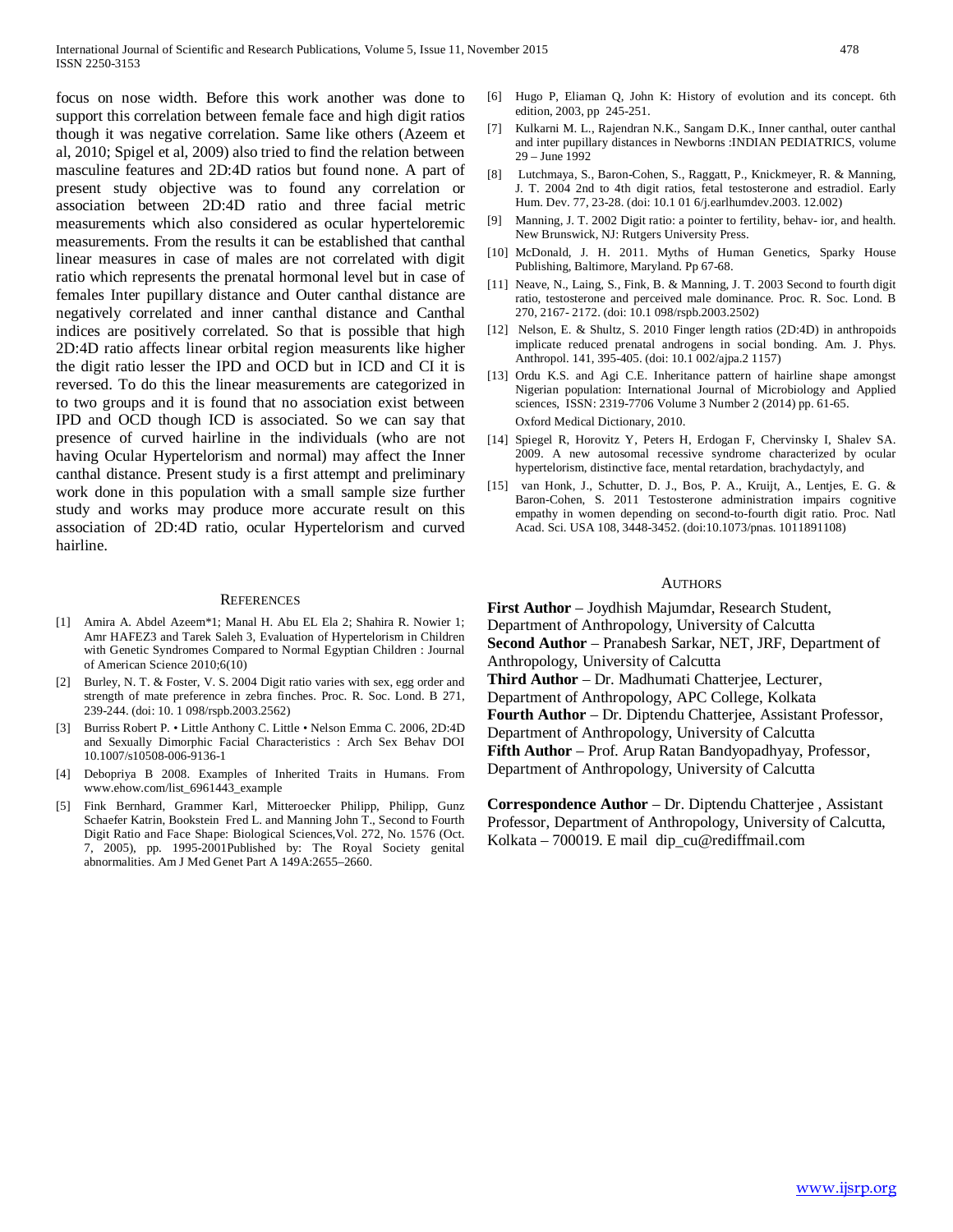focus on nose width. Before this work another was done to support this correlation between female face and high digit ratios though it was negative correlation. Same like others (Azeem et al, 2010; Spigel et al, 2009) also tried to find the relation between masculine features and 2D:4D ratios but found none. A part of present study objective was to found any correlation or association between 2D:4D ratio and three facial metric measurements which also considered as ocular hyperteloremic measurements. From the results it can be established that canthal linear measures in case of males are not correlated with digit ratio which represents the prenatal hormonal level but in case of females Inter pupillary distance and Outer canthal distance are negatively correlated and inner canthal distance and Canthal indices are positively correlated. So that is possible that high 2D:4D ratio affects linear orbital region measurents like higher the digit ratio lesser the IPD and OCD but in ICD and CI it is reversed. To do this the linear measurements are categorized in to two groups and it is found that no association exist between IPD and OCD though ICD is associated. So we can say that presence of curved hairline in the individuals (who are not having Ocular Hypertelorism and normal) may affect the Inner canthal distance. Present study is a first attempt and preliminary work done in this population with a small sample size further study and works may produce more accurate result on this association of 2D:4D ratio, ocular Hypertelorism and curved hairline.

## References

[1] Amira A. Abdel Azeem*1; Manal H. Abu EL Ela 2; Shahira R. Nowier 1; Amr HAFEZ3 and Tarek Saleh 3, Evaluation of Hypertelorism in Children with Genetic Syndromes Compared to Normal Egyptian Children : Journal of American Science 2010;6(10)

[2] Burley, N. T. & Foster, V. S. 2004 Digit ratio varies with sex, egg order and strength of mate preference in zebra finches. Proc. R. Soc. Lond. B 271, 239-244. (doi: 10. 1 098/rspb.2003.2562)

[3] Burriss Robert P. • Little Anthony C. Little • Nelson Emma C. 2006, 2D:4D and Sexually Dimorphic Facial Characteristics : Arch Sex Behav DOI 10.1007/s10508-006-9136-1

[4] Debopriya B 2008. Examples of Inherited Traits in Humans. From www.ehow.com/list_6961443_example

[5] Fink Bernhard, Grammer Karl, Mitteroecker Philipp, Philipp, Gunz Schaefer Katrin, Bookstein Fred L. and Manning John T., Second to Fourth Digit Ratio and Face Shape: Biological Sciences,Vol. 272, No. 1576 (Oct. 7, 2005), pp. 1995-2001Published by: The Royal Society genital abnormalities. Am J Med Genet Part A 149A:2655–2660.

[6] Hugo P, Eliaman Q, John K: History of evolution and its concept. 6th edition, 2003, pp 245-251.

[7] Kulkarni M. L., Rajendran N.K., Sangam D.K., Inner canthal, outer canthal and inter pupillary distances in Newborns :INDIAN PEDIATRICS, volume 29 – June 1992

[8] Lutchmaya, S., Baron-Cohen, S., Raggatt, P., Knickmeyer, R. & Manning, J. T. 2004 2nd to 4th digit ratios, fetal testosterone and estradiol. Early Hum. Dev. 77, 23-28. (doi: 10.1 01 6/j.earlhumdev.2003. 12.002)

[9] Manning, J. T. 2002 Digit ratio: a pointer to fertility, behav- ior, and health. New Brunswick, NJ: Rutgers University Press.

[10] McDonald, J. H. 2011. Myths of Human Genetics, Sparky House Publishing, Baltimore, Maryland. Pp 67-68.

[11] Neave, N., Laing, S., Fink, B. & Manning, J. T. 2003 Second to fourth digit ratio, testosterone and perceived male dominance. Proc. R. Soc. Lond. B 270, 2167- 2172. (doi: 10.1 098/rspb.2003.2502)

[12] Nelson, E. & Shultz, S. 2010 Finger length ratios (2D:4D) in anthropoids implicate reduced prenatal androgens in social bonding. Am. J. Phys. Anthropol. 141, 395-405. (doi: 10.1 002/ajpa.2 1157)

[13] Ordu K.S. and Agi C.E. Inheritance pattern of hairline shape amongst Nigerian population: International Journal of Microbiology and Applied sciences, ISSN: 2319-7706 Volume 3 Number 2 (2014) pp. 61-65.
Oxford Medical Dictionary, 2010.

[14] Spiegel R, Horovitz Y, Peters H, Erdogan F, Chervinsky I, Shalev SA. 2009. A new autosomal recessive syndrome characterized by ocular hypertelorism, distinctive face, mental retardation, brachydactyly, and

[15] van Honk, J., Schutter, D. J., Bos, P. A., Kruijt, A., Lentjes, E. G. & Baron-Cohen, S. 2011 Testosterone administration impairs cognitive empathy in women depending on second-to-fourth digit ratio. Proc. Natl Acad. Sci. USA 108, 3448-3452. (doi:10.1073/pnas. 1011891108)

## Authors

**First Author** – Joydhish Majumdar, Research Student, Department of Anthropology, University of Calcutta

**Second Author** – Pranabesh Sarkar, NET, JRF, Department of Anthropology, University of Calcutta

**Third Author** – Dr. Madhumati Chatterjee, Lecturer, Department of Anthropology, APC College, Kolkata

**Fourth Author** – Dr. Diptendu Chatterjee, Assistant Professor, Department of Anthropology, University of Calcutta

**Fifth Author** – Prof. Arup Ratan Bandyopadhyay, Professor, Department of Anthropology, University of Calcutta

**Correspondence Author** – Dr. Diptendu Chatterjee , Assistant Professor, Department of Anthropology, University of Calcutta, Kolkata – 700019. E mail dip_cu@rediffmail.com